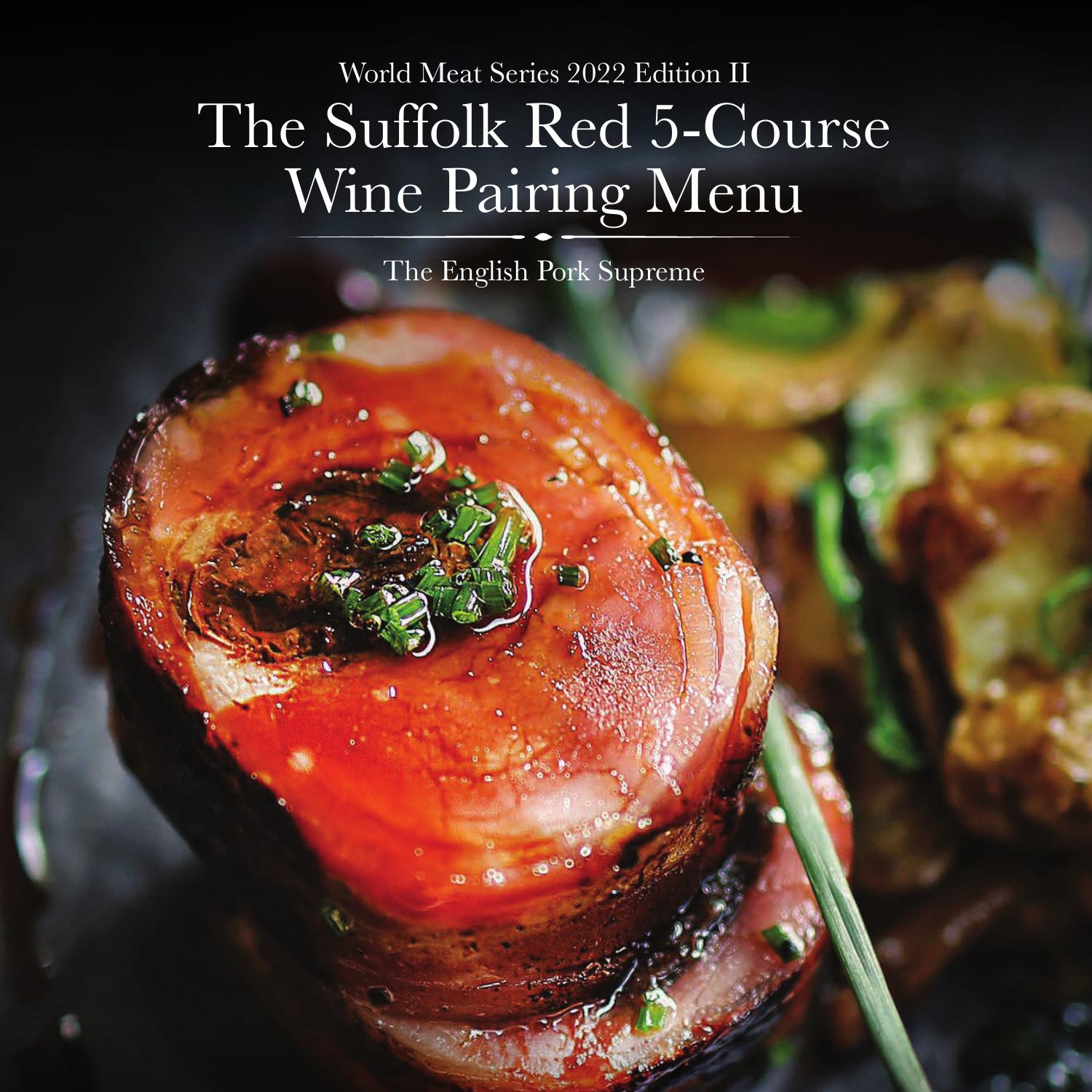World Meat Series 2022 Edition II

# The Suffolk Red 5-Course Wine Pairing Menu

The English Pork Supreme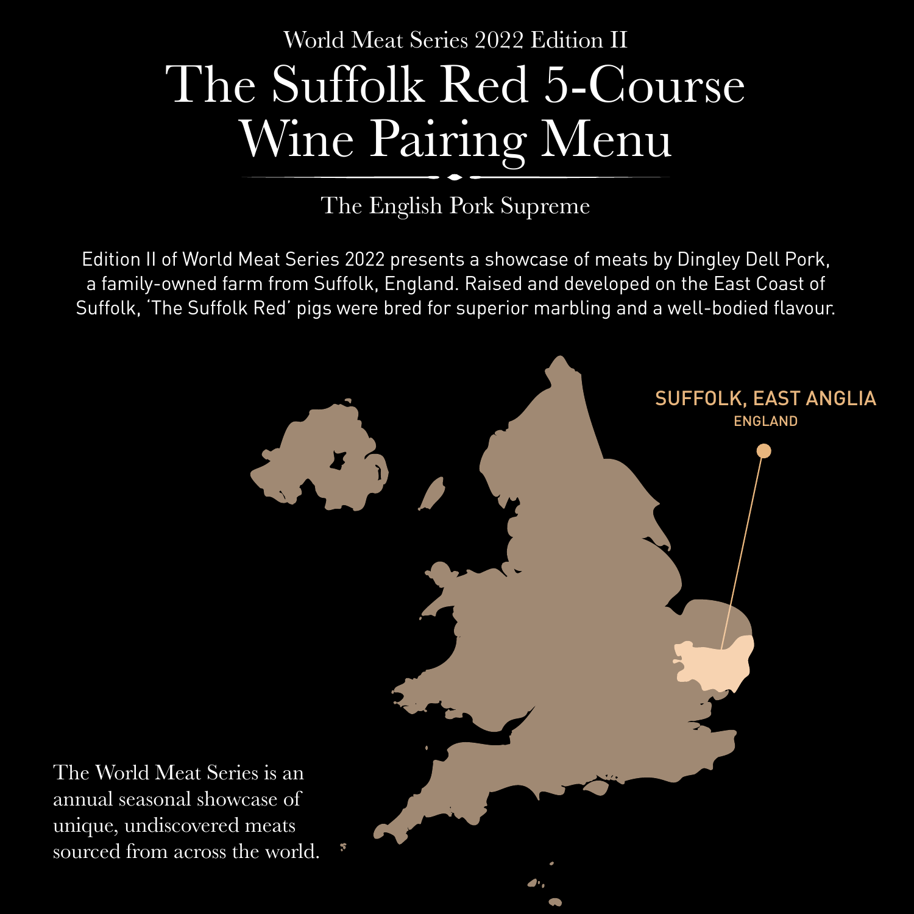World Meat Series 2022 Edition II

# The Suffolk Red 5-Course Wine Pairing Menu

The English Pork Supreme

Edition II of World Meat Series 2022 presents a showcase of meats by Dingley Dell Pork, a family-owned farm from Suffolk, England. Raised and developed on the East Coast of Suffolk, 'The Suffolk Red' pigs were bred for superior marbling and a well-bodied flavour.

SUFFOLK, EAST ANGLIA
ENGLAND

The World Meat Series is an annual seasonal showcase of unique, undiscovered meats sourced from across the world.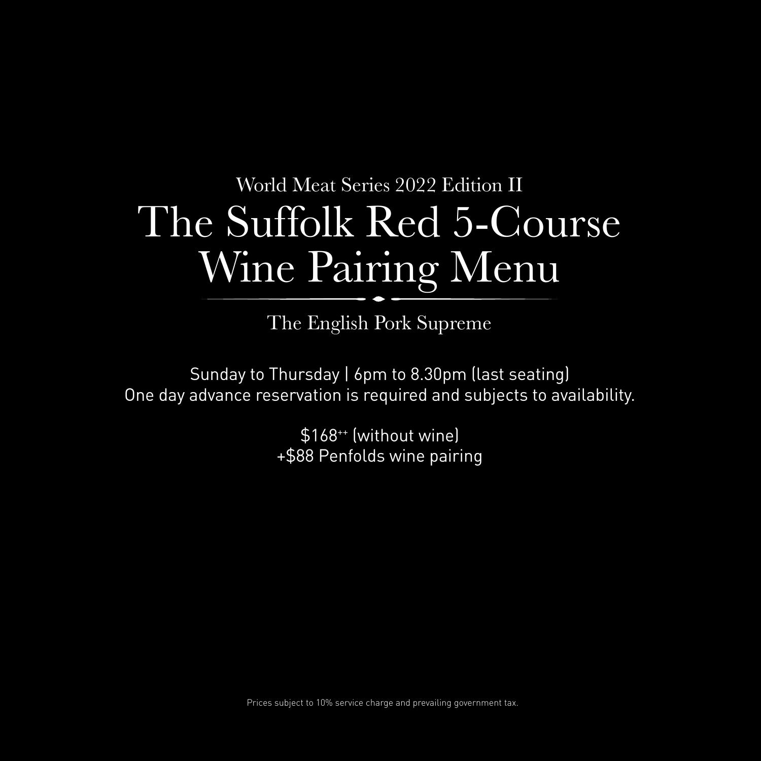World Meat Series 2022 Edition II

# The Suffolk Red 5-Course Wine Pairing Menu

The English Pork Supreme

Sunday to Thursday | 6pm to 8.30pm (last seating)
One day advance reservation is required and subjects to availability.

$168^{++}$ (without wine)
+$88 Penfolds wine pairing

Prices subject to 10% service charge and prevailing government tax.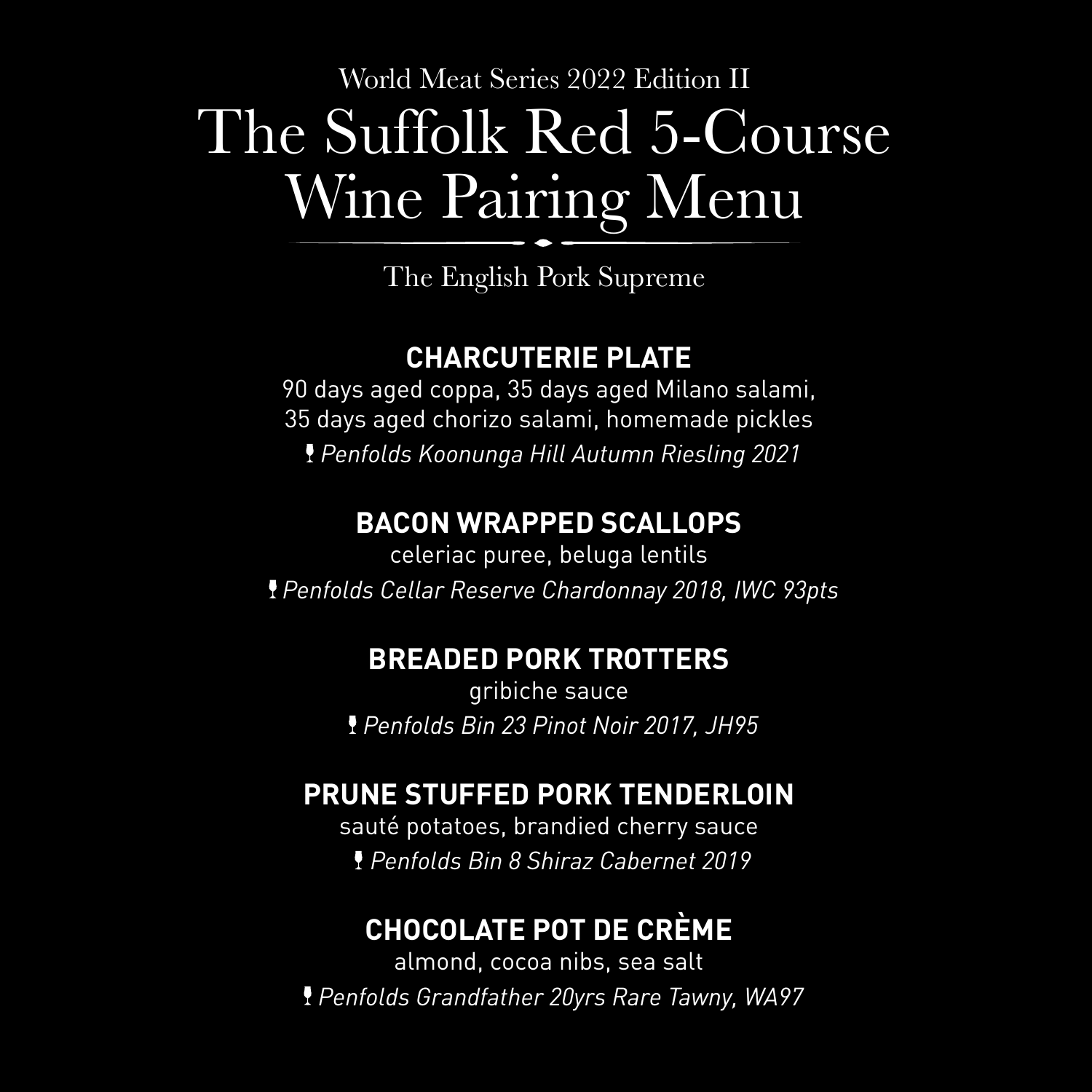World Meat Series 2022 Edition II

# The Suffolk Red 5-Course Wine Pairing Menu

The English Pork Supreme

### CHARCUTERIE PLATE

90 days aged coppa, 35 days aged Milano salami,
35 days aged chorizo salami, homemade pickles

🍷 *Penfolds Koonunga Hill Autumn Riesling 2021*

### BACON WRAPPED SCALLOPS

celeriac puree, beluga lentils

🍷 *Penfolds Cellar Reserve Chardonnay 2018, IWC 93pts*

### BREADED PORK TROTTERS

gribiche sauce

🍷 *Penfolds Bin 23 Pinot Noir 2017, JH95*

### PRUNE STUFFED PORK TENDERLOIN

sauté potatoes, brandied cherry sauce

🍷 *Penfolds Bin 8 Shiraz Cabernet 2019*

### CHOCOLATE POT DE CRÈME

almond, cocoa nibs, sea salt

🍷 *Penfolds Grandfather 20yrs Rare Tawny, WA97*